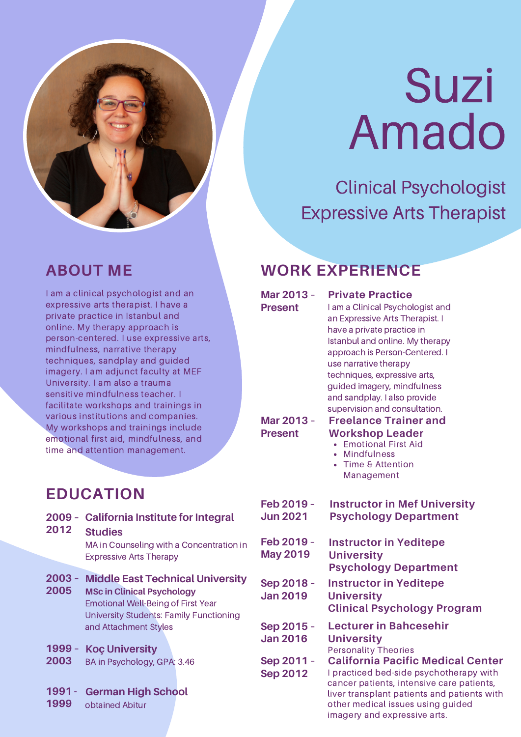# Suzi Amado

Clinical Psychologist
Expressive Arts Therapist

## ABOUT ME

I am a clinical psychologist and an expressive arts therapist. I have a private practice in Istanbul and online. My therapy approach is person-centered. I use expressive arts, mindfulness, narrative therapy techniques, sandplay and guided imagery. I am adjunct faculty at MEF University. I am also a trauma sensitive mindfulness teacher. I facilitate workshops and trainings in various institutions and companies. My workshops and trainings include emotional first aid, mindfulness, and time and attention management.

## EDUCATION

**2009 - 2012** **California Institute for Integral Studies**
MA in Counseling with a Concentration in Expressive Arts Therapy

**2003 - 2005** **Middle East Technical University**
**MSc in Clinical Psychology**
Emotional Well-Being of First Year University Students: Family Functioning and Attachment Styles

**1999 - 2003** **Koç University**
BA in Psychology, GPA: 3.46

**1991 - 1999** **German High School**
obtained Abitur

## WORK EXPERIENCE

**Mar 2013 - Present** **Private Practice**
I am a Clinical Psychologist and an Expressive Arts Therapist. I have a private practice in Istanbul and online. My therapy approach is Person-Centered. I use narrative therapy techniques, expressive arts, guided imagery, mindfulness and sandplay. I also provide supervision and consultation.

**Mar 2013 - Present** **Freelance Trainer and Workshop Leader**
- Emotional First Aid
- Mindfulness
- Time & Attention Management

**Feb 2019 - Jun 2021** **Instructor in Mef University Psychology Department**

**Feb 2019 - May 2019** **Instructor in Yeditepe University Psychology Department**

**Sep 2018 - Jan 2019** **Instructor in Yeditepe University Clinical Psychology Program**

**Sep 2015 - Jan 2016** **Lecturer in Bahcesehir University**
Personality Theories

**Sep 2011 - Sep 2012** **California Pacific Medical Center**
I practiced bed-side psychotherapy with cancer patients, intensive care patients, liver transplant patients and patients with other medical issues using guided imagery and expressive arts.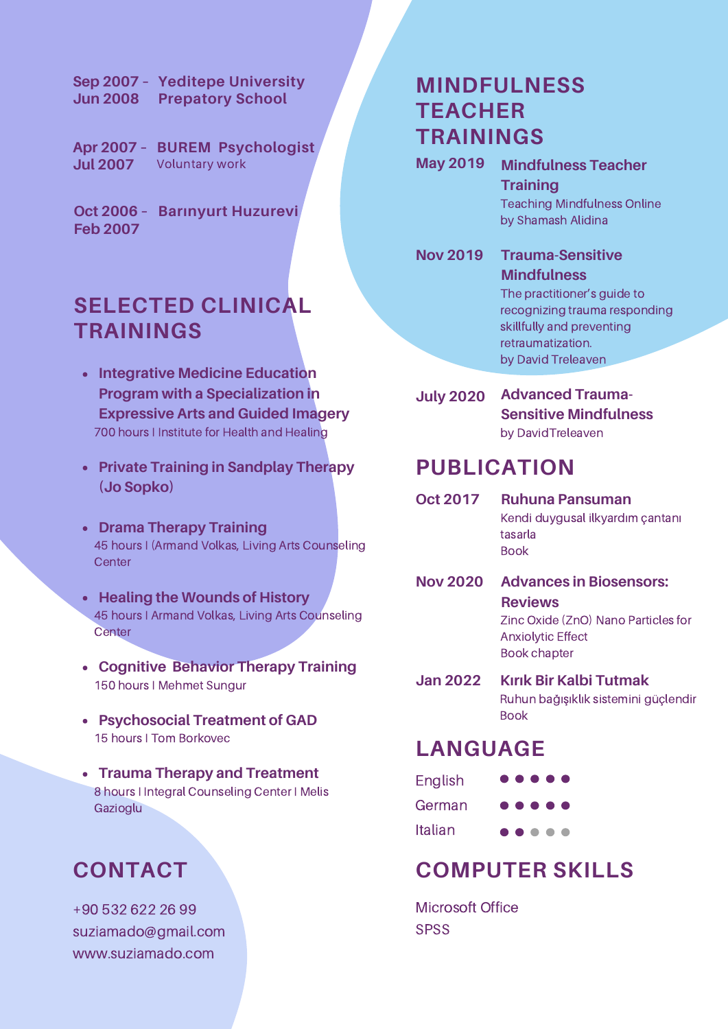**Sep 2007 – Jun 2008** **Yeditepe University Prepatory School**

**Apr 2007 – Jul 2007** **BUREM Psychologist**
Voluntary work

**Oct 2006 – Feb 2007** **Barınyurt Huzurevi**

## SELECTED CLINICAL TRAININGS

- **Integrative Medicine Education Program with a Specialization in Expressive Arts and Guided Imagery**
  700 hours I Institute for Health and Healing
- **Private Training in Sandplay Therapy (Jo Sopko)**
- **Drama Therapy Training**
  45 hours I (Armand Volkas, Living Arts Counseling Center
- **Healing the Wounds of History**
  45 hours I Armand Volkas, Living Arts Counseling Center
- **Cognitive Behavior Therapy Training**
  150 hours I Mehmet Sungur
- **Psychosocial Treatment of GAD**
  15 hours I Tom Borkovec
- **Trauma Therapy and Treatment**
  8 hours I Integral Counseling Center I Melis Gazioglu

## CONTACT

+90 532 622 26 99
suziamado@gmail.com
www.suziamado.com

## MINDFULNESS TEACHER TRAININGS

**May 2019** **Mindfulness Teacher Training**
Teaching Mindfulness Online by Shamash Alidina

**Nov 2019** **Trauma-Sensitive Mindfulness**
The practitioner's guide to recognizing trauma responding skillfully and preventing retraumatization.
by David Treleaven

**July 2020** **Advanced Trauma-Sensitive Mindfulness**
by DavidTreleaven

## PUBLICATION

**Oct 2017** **Ruhuna Pansuman**
Kendi duygusal ilkyardım çantanı tasarla
Book

**Nov 2020** **Advances in Biosensors: Reviews**
Zinc Oxide (ZnO) Nano Particles for Anxiolytic Effect
Book chapter

**Jan 2022** **Kırık Bir Kalbi Tutmak**
Ruhun bağışıklık sistemini güçlendir
Book

## LANGUAGE

English ●●●●●
German ●●●●●
Italian ●●○○○

## COMPUTER SKILLS

Microsoft Office
SPSS